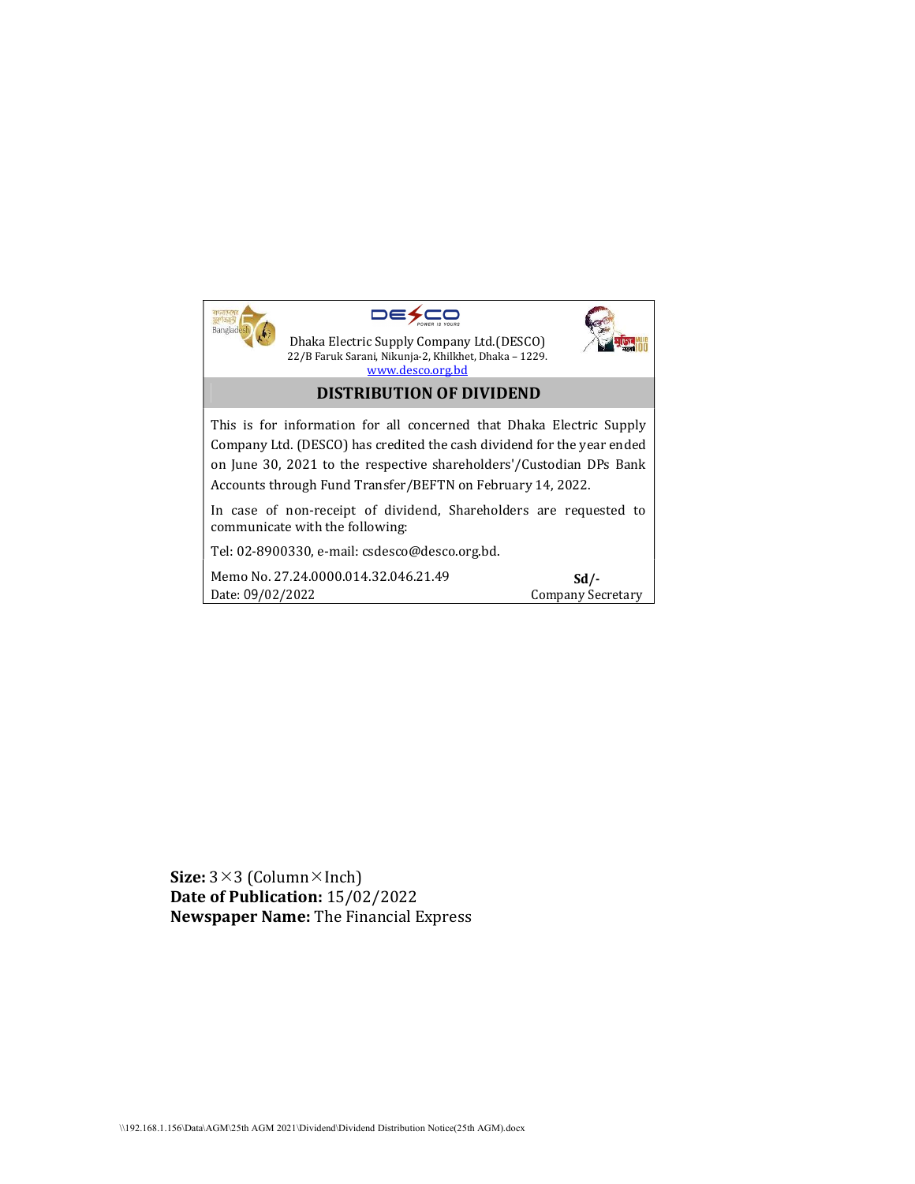Dhaka Electric Supply Company Ltd.(DESCO)
22/B Faruk Sarani, Nikunja-2, Khilkhet, Dhaka – 1229.
www.desco.org.bd

## DISTRIBUTION OF DIVIDEND

This is for information for all concerned that Dhaka Electric Supply Company Ltd. (DESCO) has credited the cash dividend for the year ended on June 30, 2021 to the respective shareholders'/Custodian DPs Bank Accounts through Fund Transfer/BEFTN on February 14, 2022.

In case of non-receipt of dividend, Shareholders are requested to communicate with the following:

Tel: 02-8900330, e-mail: csdesco@desco.org.bd.

Memo No. 27.24.0000.014.32.046.21.49
Date: 09/02/2022

**Sd/-**
Company Secretary

**Size:** 3×3 (Column×Inch)
**Date of Publication:** 15/02/2022
**Newspaper Name:** The Financial Express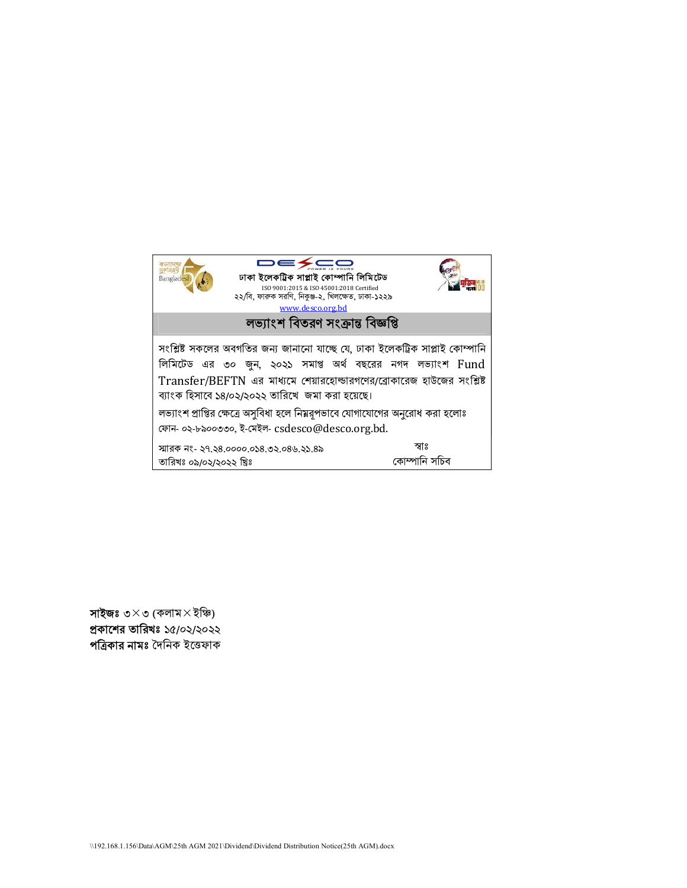DESCO POWER IS YOURS

**ঢাকা ইলেকট্রিক সাপ্লাই কোম্পানি লিমিটেড**

ISO 9001:2015 & ISO 45001:2018 Certified

২২/বি, ফারুক সরণি, নিকুঞ্জ-২, খিলক্ষেত, ঢাকা-১২২৯

www.desco.org.bd

## লভ্যাংশ বিতরণ সংক্রান্ত বিজ্ঞপ্তি

সংশ্লিষ্ট সকলের অবগতির জন্য জানানো যাচ্ছে যে, ঢাকা ইলেকট্রিক সাপ্লাই কোম্পানি লিমিটেড এর ৩০ জুন, ২০২১ সমাপ্ত অর্থ বছরের নগদ লভ্যাংশ Fund Transfer/BEFTN এর মাধ্যমে শেয়ারহোল্ডারগণের/ব্রোকারেজ হাউজের সংশ্লিষ্ট ব্যাংক হিসাবে ১৪/০২/২০২২ তারিখে জমা করা হয়েছে।

লভ্যাংশ প্রাপ্তির ক্ষেত্রে অসুবিধা হলে নিম্নরূপভাবে যোগাযোগের অনুরোধ করা হলোঃ ফোন- ০২-৮৯০০৩৩০, ই-মেইল- csdesco@desco.org.bd.

স্মারক নং- ২৭.২৪.০০০০.০১৪.৩২.০৪৬.২১.৪৯
তারিখঃ ০৯/০২/২০২২ খ্রিঃ

স্বাঃ
কোম্পানি সচিব

**সাইজঃ** ৩×৩ (কলাম×ইঞ্চি)
**প্রকাশের তারিখঃ** ১৫/০২/২০২২
**পত্রিকার নামঃ** দৈনিক ইত্তেফাক